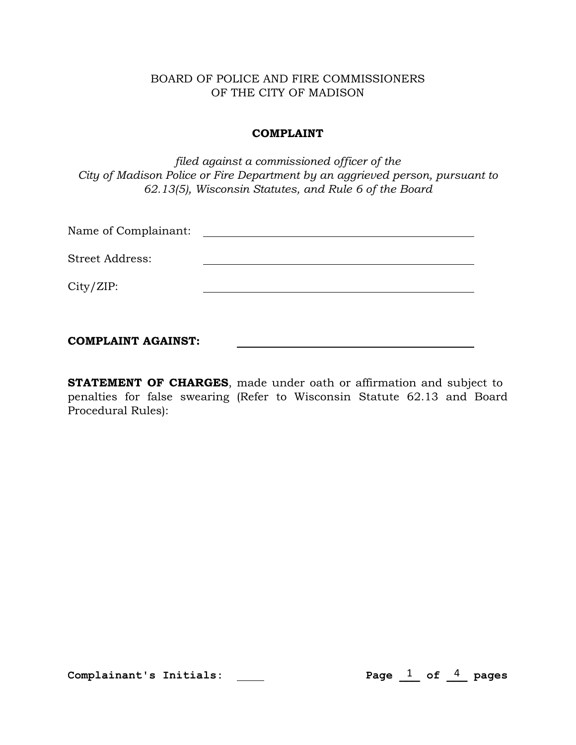BOARD OF POLICE AND FIRE COMMISSIONERS
OF THE CITY OF MADISON

## COMPLAINT

*filed against a commissioned officer of the City of Madison Police or Fire Department by an aggrieved person, pursuant to 62.13(5), Wisconsin Statutes, and Rule 6 of the Board*

Name of Complainant: ______________________________

Street Address: ______________________________

City/ZIP: ______________________________

**COMPLAINT AGAINST:** ______________________________

**STATEMENT OF CHARGES**, made under oath or affirmation and subject to penalties for false swearing (Refer to Wisconsin Statute 62.13 and Board Procedural Rules):

**Complainant's Initials:** _____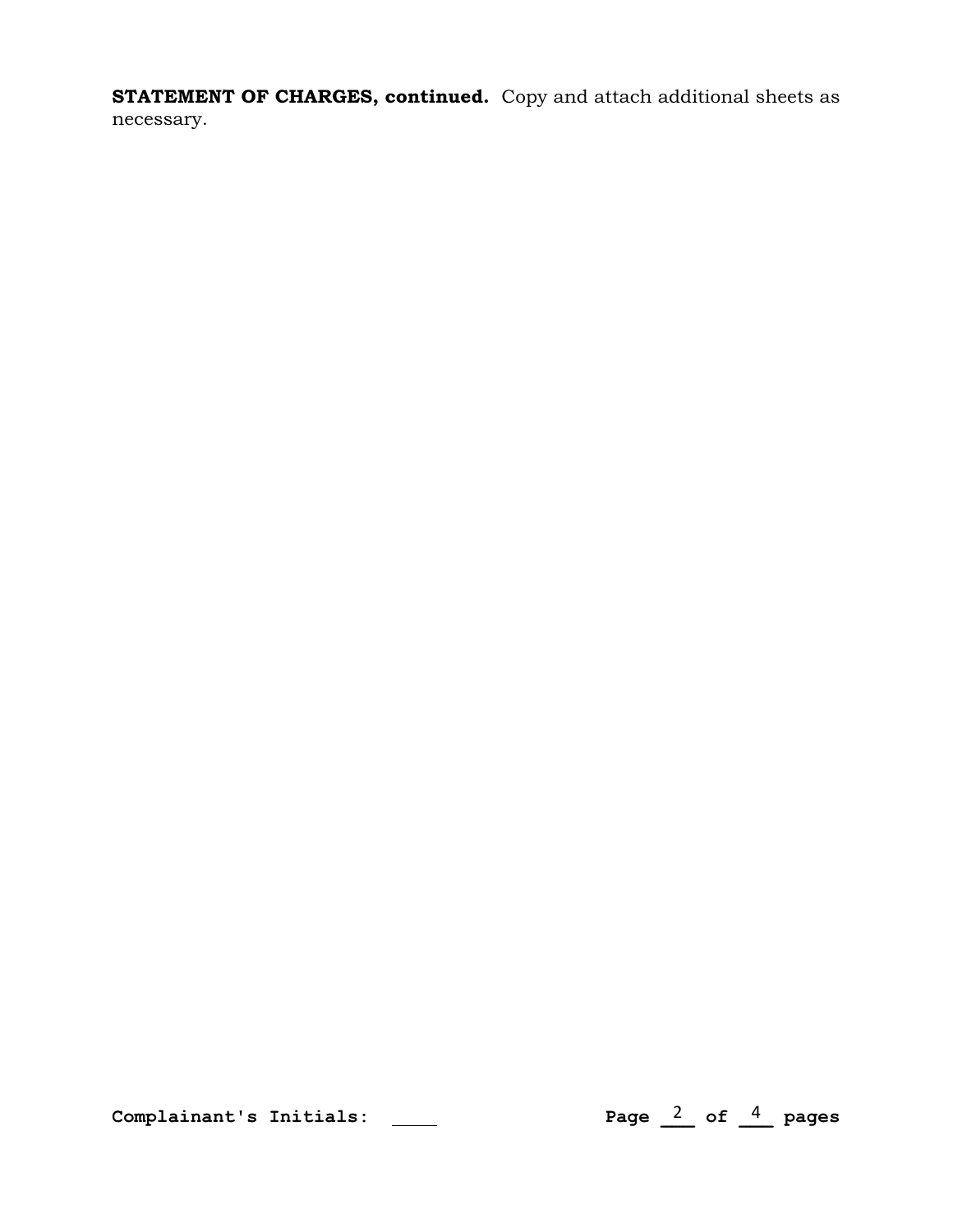**STATEMENT OF CHARGES, continued.** Copy and attach additional sheets as necessary.

**Complainant's Initials:** ____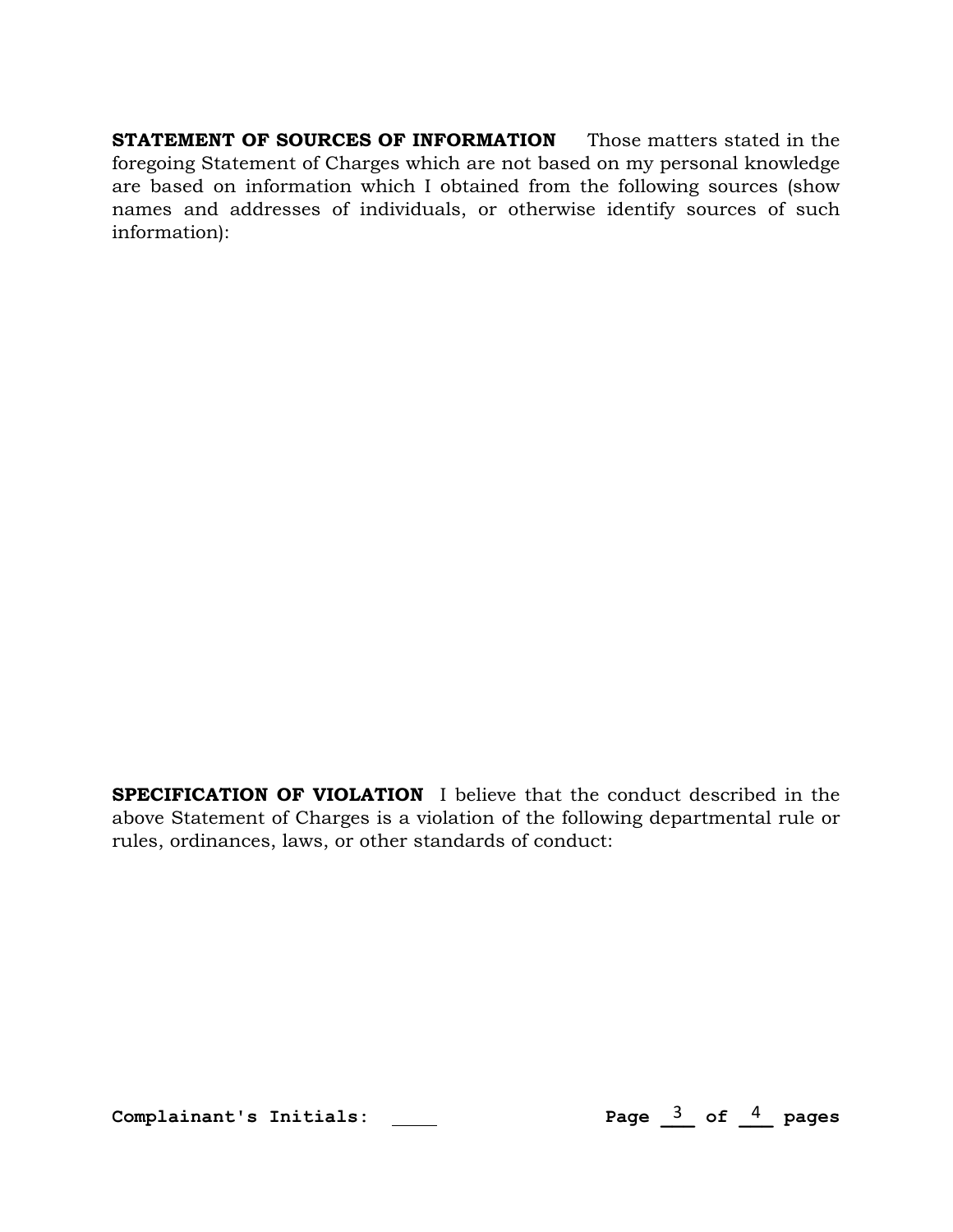**STATEMENT OF SOURCES OF INFORMATION** Those matters stated in the foregoing Statement of Charges which are not based on my personal knowledge are based on information which I obtained from the following sources (show names and addresses of individuals, or otherwise identify sources of such information):

**SPECIFICATION OF VIOLATION** I believe that the conduct described in the above Statement of Charges is a violation of the following departmental rule or rules, ordinances, laws, or other standards of conduct:

**Complainant's Initials:** ____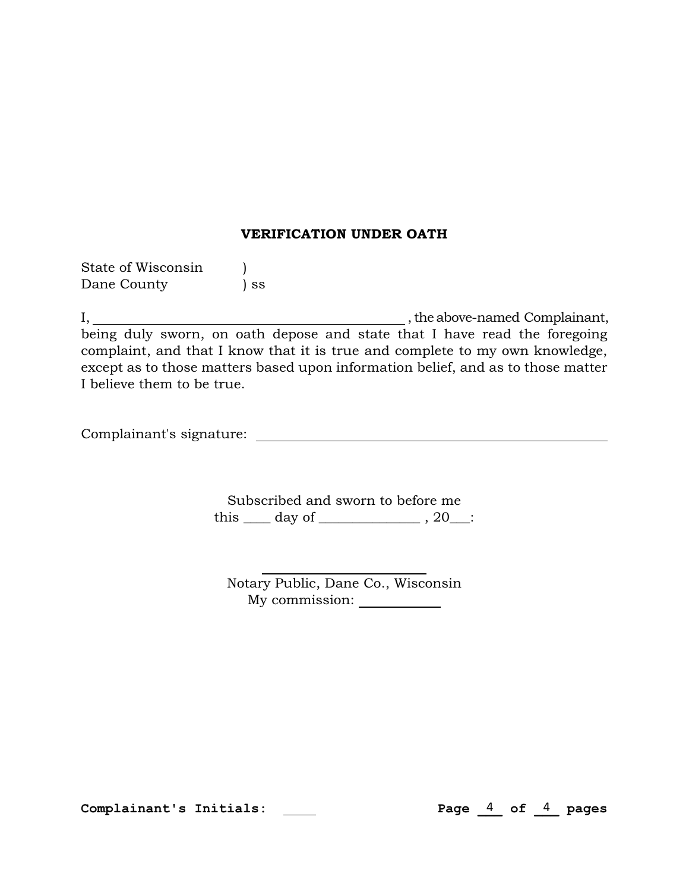## VERIFICATION UNDER OATH

State of Wisconsin )  
Dane County ) ss

I, ________________________________________, the above-named Complainant, being duly sworn, on oath depose and state that I have read the foregoing complaint, and that I know that it is true and complete to my own knowledge, except as to those matters based upon information belief, and as to those matter I believe them to be true.

Complainant's signature: ________________________________________

Subscribed and sworn to before me  
this ____ day of ______________ , 20___:

________________________  
Notary Public, Dane Co., Wisconsin  
My commission: ___________

**Complainant's Initials:** ____